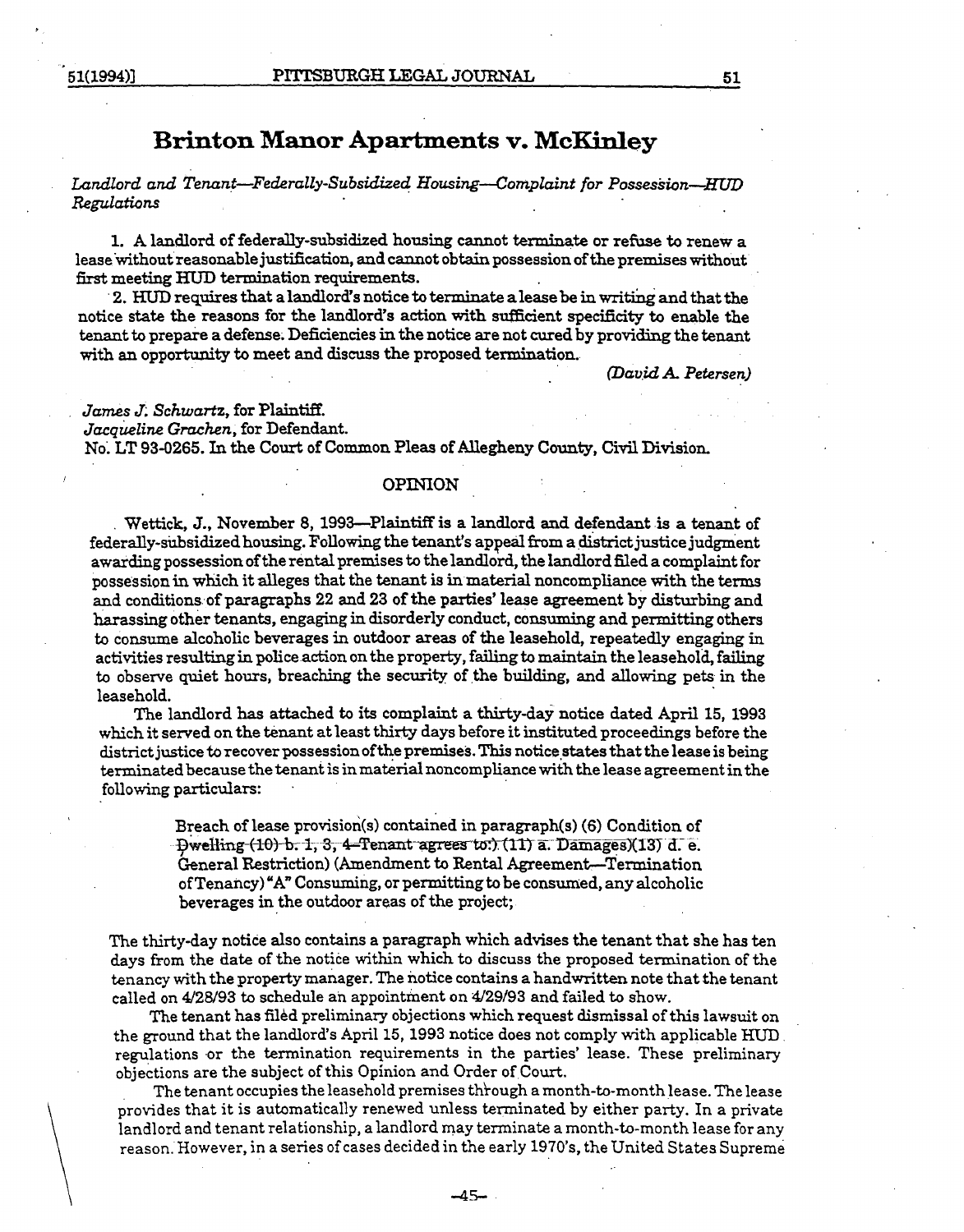# Brinton Manor Apartments v. McKinley

*Landlord and Tenant—Federally-Subsidized Housing—Complaint for Possession—HUD Regulations*

1. A landlord of federally-subsidized housing cannot terminate or refuse to renew a lease without reasonable justification, and cannot obtain possession of the premises without first meeting HUD termination requirements.

2. HUD requires that a landlord's notice to terminate a lease be in writing and that the notice state the reasons for the landlord's action with sufficient specificity to enable the tenant to prepare a defense. Deficiencies in the notice are not cured by providing the tenant with an opportunity to meet and discuss the proposed termination.

*(David A. Petersen)*

*James J. Schwartz*, for Plaintiff.
*Jacqueline Grachen*, for Defendant.
No. LT 93-0265. In the Court of Common Pleas of Allegheny County, Civil Division.

## OPINION

Wettick, J., November 8, 1993—Plaintiff is a landlord and defendant is a tenant of federally-subsidized housing. Following the tenant's appeal from a district justice judgment awarding possession of the rental premises to the landlord, the landlord filed a complaint for possession in which it alleges that the tenant is in material noncompliance with the terms and conditions of paragraphs 22 and 23 of the parties' lease agreement by disturbing and harassing other tenants, engaging in disorderly conduct, consuming and permitting others to consume alcoholic beverages in outdoor areas of the leasehold, repeatedly engaging in activities resulting in police action on the property, failing to maintain the leasehold, failing to observe quiet hours, breaching the security of the building, and allowing pets in the leasehold.

The landlord has attached to its complaint a thirty-day notice dated April 15, 1993 which it served on the tenant at least thirty days before it instituted proceedings before the district justice to recover possession of the premises. This notice states that the lease is being terminated because the tenant is in material noncompliance with the lease agreement in the following particulars:

> Breach of lease provision(s) contained in paragraph(s) (6) Condition of ~~Dwelling (10) b. 1, 3, 4 Tenant agrees to:~~ (11) a. Damages)(13) d. e. General Restriction) (Amendment to Rental Agreement—Termination of Tenancy) "A" Consuming, or permitting to be consumed, any alcoholic beverages in the outdoor areas of the project;

The thirty-day notice also contains a paragraph which advises the tenant that she has ten days from the date of the notice within which to discuss the proposed termination of the tenancy with the property manager. The notice contains a handwritten note that the tenant called on 4/28/93 to schedule an appointment on 4/29/93 and failed to show.

The tenant has filed preliminary objections which request dismissal of this lawsuit on the ground that the landlord's April 15, 1993 notice does not comply with applicable HUD regulations or the termination requirements in the parties' lease. These preliminary objections are the subject of this Opinion and Order of Court.

The tenant occupies the leasehold premises through a month-to-month lease. The lease provides that it is automatically renewed unless terminated by either party. In a private landlord and tenant relationship, a landlord may terminate a month-to-month lease for any reason. However, in a series of cases decided in the early 1970's, the United States Supreme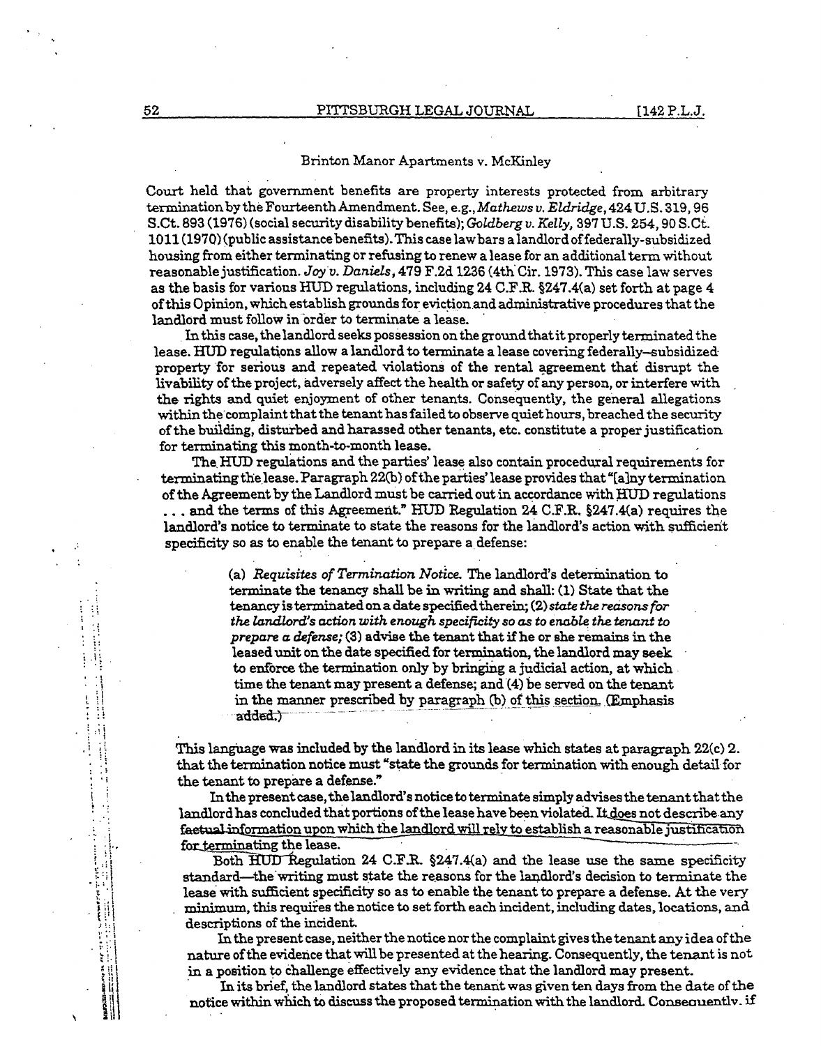Court held that government benefits are property interests protected from arbitrary termination by the Fourteenth Amendment. See, e.g., *Mathews v. Eldridge*, 424 U.S. 319, 96 S.Ct. 893 (1976) (social security disability benefits); *Goldberg v. Kelly*, 397 U.S. 254, 90 S.Ct. 1011 (1970) (public assistance benefits). This case law bars a landlord of federally-subsidized housing from either terminating or refusing to renew a lease for an additional term without reasonable justification. *Joy v. Daniels*, 479 F.2d 1236 (4th Cir. 1973). This case law serves as the basis for various HUD regulations, including 24 C.F.R. §247.4(a) set forth at page 4 of this Opinion, which establish grounds for eviction and administrative procedures that the landlord must follow in order to terminate a lease.

In this case, the landlord seeks possession on the ground that it properly terminated the lease. HUD regulations allow a landlord to terminate a lease covering federally-subsidized property for serious and repeated violations of the rental agreement that disrupt the livability of the project, adversely affect the health or safety of any person, or interfere with the rights and quiet enjoyment of other tenants. Consequently, the general allegations within the complaint that the tenant has failed to observe quiet hours, breached the security of the building, disturbed and harassed other tenants, etc. constitute a proper justification for terminating this month-to-month lease.

The HUD regulations and the parties' lease also contain procedural requirements for terminating the lease. Paragraph 22(b) of the parties' lease provides that "[a]ny termination of the Agreement by the Landlord must be carried out in accordance with HUD regulations . . . and the terms of this Agreement." HUD Regulation 24 C.F.R. §247.4(a) requires the landlord's notice to terminate to state the reasons for the landlord's action with sufficient specificity so as to enable the tenant to prepare a defense:

> (a) *Requisites of Termination Notice.* The landlord's determination to terminate the tenancy shall be in writing and shall: (1) State that the tenancy is terminated on a date specified therein; (2) *state the reasons for the landlord's action with enough specificity so as to enable the tenant to prepare a defense;* (3) advise the tenant that if he or she remains in the leased unit on the date specified for termination, the landlord may seek to enforce the termination only by bringing a judicial action, at which time the tenant may present a defense; and (4) be served on the tenant in the manner prescribed by paragraph (b) of this section. (Emphasis added.)

This language was included by the landlord in its lease which states at paragraph 22(c) 2. that the termination notice must "state the grounds for termination with enough detail for the tenant to prepare a defense."

In the present case, the landlord's notice to terminate simply advises the tenant that the landlord has concluded that portions of the lease have been violated. It does not describe any factual information upon which the landlord will rely to establish a reasonable justification for terminating the lease.

Both HUD Regulation 24 C.F.R. §247.4(a) and the lease use the same specificity standard—the writing must state the reasons for the landlord's decision to terminate the lease with sufficient specificity so as to enable the tenant to prepare a defense. At the very minimum, this requires the notice to set forth each incident, including dates, locations, and descriptions of the incident.

In the present case, neither the notice nor the complaint gives the tenant any idea of the nature of the evidence that will be presented at the hearing. Consequently, the tenant is not in a position to challenge effectively any evidence that the landlord may present.

In its brief, the landlord states that the tenant was given ten days from the date of the notice within which to discuss the proposed termination with the landlord. Consequently, if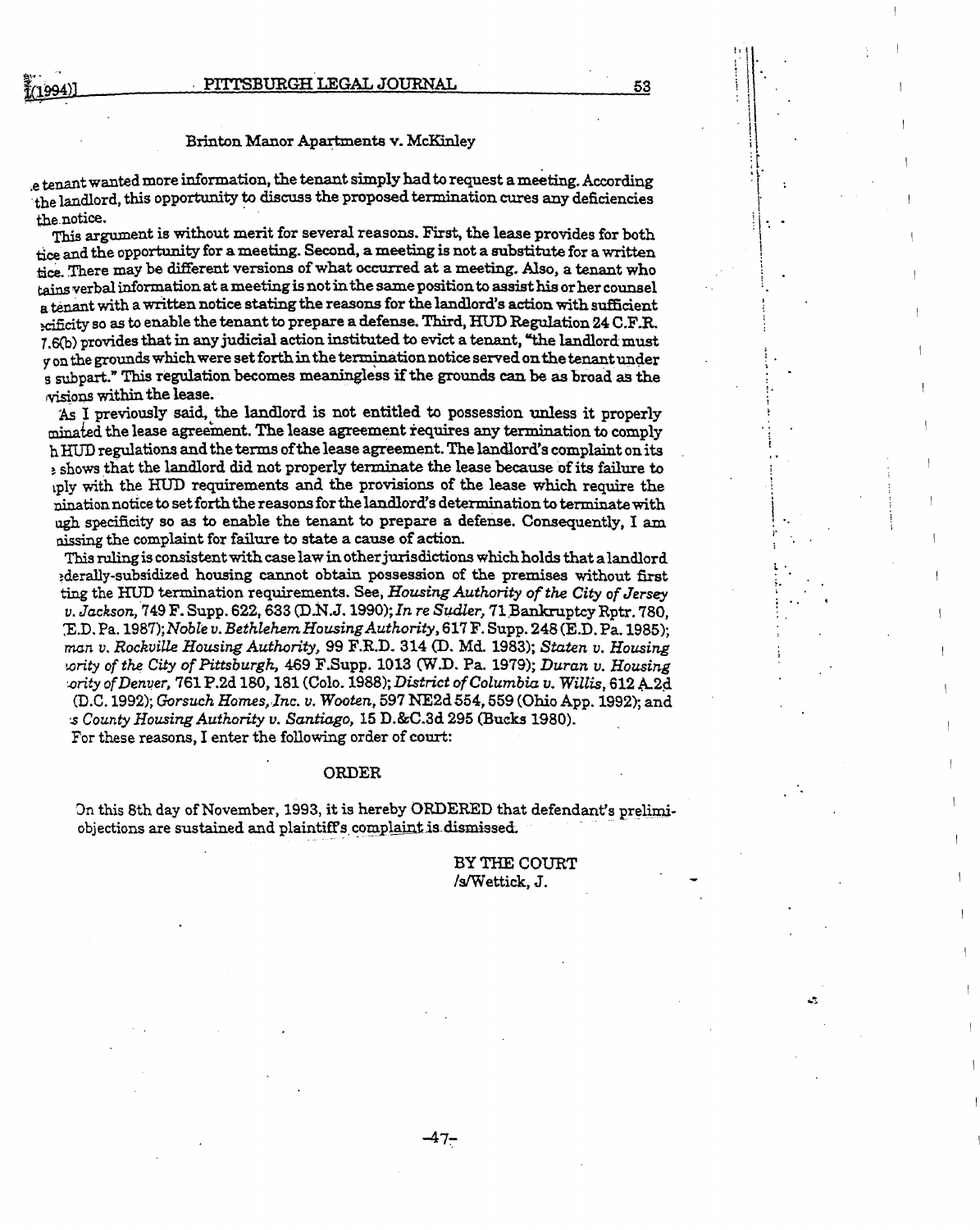Brinton Manor Apartments v. McKinley

,e tenant wanted more information, the tenant simply had to request a meeting. According the landlord, this opportunity to discuss the proposed termination cures any deficiencies the notice.

This argument is without merit for several reasons. First, the lease provides for both tice and the opportunity for a meeting. Second, a meeting is not a substitute for a written tice. There may be different versions of what occurred at a meeting. Also, a tenant who tains verbal information at a meeting is not in the same position to assist his or her counsel a tenant with a written notice stating the reasons for the landlord's action with sufficient ecificity so as to enable the tenant to prepare a defense. Third, HUD Regulation 24 C.F.R. 7.6(b) provides that in any judicial action instituted to evict a tenant, "the landlord must y on the grounds which were set forth in the termination notice served on the tenant under s subpart." This regulation becomes meaningless if the grounds can be as broad as the visions within the lease.

As I previously said, the landlord is not entitled to possession unless it properly minated the lease agreement. The lease agreement requires any termination to comply h HUD regulations and the terms of the lease agreement. The landlord's complaint on its e shows that the landlord did not properly terminate the lease because of its failure to nply with the HUD requirements and the provisions of the lease which require the nination notice to set forth the reasons for the landlord's determination to terminate with ugh specificity so as to enable the tenant to prepare a defense. Consequently, I am nissing the complaint for failure to state a cause of action.

This ruling is consistent with case law in other jurisdictions which holds that a landlord ederally-subsidized housing cannot obtain possession of the premises without first ting the HUD termination requirements. See, *Housing Authority of the City of Jersey v. Jackson*, 749 F. Supp. 622, 633 (D.N.J. 1990); *In re Sudler*, 71 Bankruptcy Rptr. 780, E.D. Pa. 1987); *Noble v. Bethlehem Housing Authority*, 617 F. Supp. 248 (E.D. Pa. 1985); *man v. Rockville Housing Authority*, 99 F.R.D. 314 (D. Md. 1983); *Staten v. Housing ority of the City of Pittsburgh*, 469 F.Supp. 1013 (W.D. Pa. 1979); *Duran v. Housing ority of Denver*, 761 P.2d 180, 181 (Colo. 1988); *District of Columbia v. Willis*, 612 A.2d (D.C. 1992); *Gorsuch Homes, Inc. v. Wooten*, 597 NE2d 554, 559 (Ohio App. 1992); and *s County Housing Authority v. Santiago*, 15 D.&C.3d 295 (Bucks 1980).

For these reasons, I enter the following order of court:

## ORDER

On this 8th day of November, 1993, it is hereby ORDERED that defendant's prelimi- objections are sustained and plaintiff's complaint is dismissed.

BY THE COURT
/s/Wettick, J.